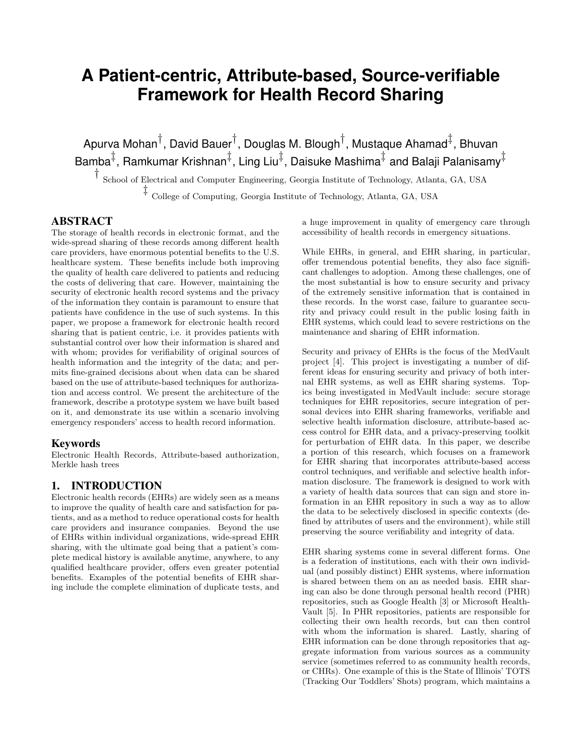# A Patient-centric, Attribute-based, Source-verifiable Framework for Health Record Sharing

Apurva Mohan[†], David Bauer[†], Douglas M. Blough[†], Mustaque Ahamad[‡], Bhuvan Bamba[‡], Ramkumar Krishnan[‡], Ling Liu[‡], Daisuke Mashima[‡] and Balaji Palanisamy[‡]

[†] School of Electrical and Computer Engineering, Georgia Institute of Technology, Atlanta, GA, USA

[‡] College of Computing, Georgia Institute of Technology, Atlanta, GA, USA

## ABSTRACT

The storage of health records in electronic format, and the wide-spread sharing of these records among different health care providers, have enormous potential benefits to the U.S. healthcare system. These benefits include both improving the quality of health care delivered to patients and reducing the costs of delivering that care. However, maintaining the security of electronic health record systems and the privacy of the information they contain is paramount to ensure that patients have confidence in the use of such systems. In this paper, we propose a framework for electronic health record sharing that is patient centric, i.e. it provides patients with substantial control over how their information is shared and with whom; provides for verifiability of original sources of health information and the integrity of the data; and permits fine-grained decisions about when data can be shared based on the use of attribute-based techniques for authorization and access control. We present the architecture of the framework, describe a prototype system we have built based on it, and demonstrate its use within a scenario involving emergency responders' access to health record information.

## Keywords

Electronic Health Records, Attribute-based authorization, Merkle hash trees

## 1. INTRODUCTION

Electronic health records (EHRs) are widely seen as a means to improve the quality of health care and satisfaction for patients, and as a method to reduce operational costs for health care providers and insurance companies. Beyond the use of EHRs within individual organizations, wide-spread EHR sharing, with the ultimate goal being that a patient's complete medical history is available anytime, anywhere, to any qualified healthcare provider, offers even greater potential benefits. Examples of the potential benefits of EHR sharing include the complete elimination of duplicate tests, and a huge improvement in quality of emergency care through accessibility of health records in emergency situations.

While EHRs, in general, and EHR sharing, in particular, offer tremendous potential benefits, they also face significant challenges to adoption. Among these challenges, one of the most substantial is how to ensure security and privacy of the extremely sensitive information that is contained in these records. In the worst case, failure to guarantee security and privacy could result in the public losing faith in EHR systems, which could lead to severe restrictions on the maintenance and sharing of EHR information.

Security and privacy of EHRs is the focus of the MedVault project [4]. This project is investigating a number of different ideas for ensuring security and privacy of both internal EHR systems, as well as EHR sharing systems. Topics being investigated in MedVault include: secure storage techniques for EHR repositories, secure integration of personal devices into EHR sharing frameworks, verifiable and selective health information disclosure, attribute-based access control for EHR data, and a privacy-preserving toolkit for perturbation of EHR data. In this paper, we describe a portion of this research, which focuses on a framework for EHR sharing that incorporates attribute-based access control techniques, and verifiable and selective health information disclosure. The framework is designed to work with a variety of health data sources that can sign and store information in an EHR repository in such a way as to allow the data to be selectively disclosed in specific contexts (defined by attributes of users and the environment), while still preserving the source verifiability and integrity of data.

EHR sharing systems come in several different forms. One is a federation of institutions, each with their own individual (and possibly distinct) EHR systems, where information is shared between them on an as needed basis. EHR sharing can also be done through personal health record (PHR) repositories, such as Google Health [3] or Microsoft HealthVault [5]. In PHR repositories, patients are responsible for collecting their own health records, but can then control with whom the information is shared. Lastly, sharing of EHR information can be done through repositories that aggregate information from various sources as a community service (sometimes referred to as community health records, or CHRs). One example of this is the State of Illinois' TOTS (Tracking Our Toddlers' Shots) program, which maintains a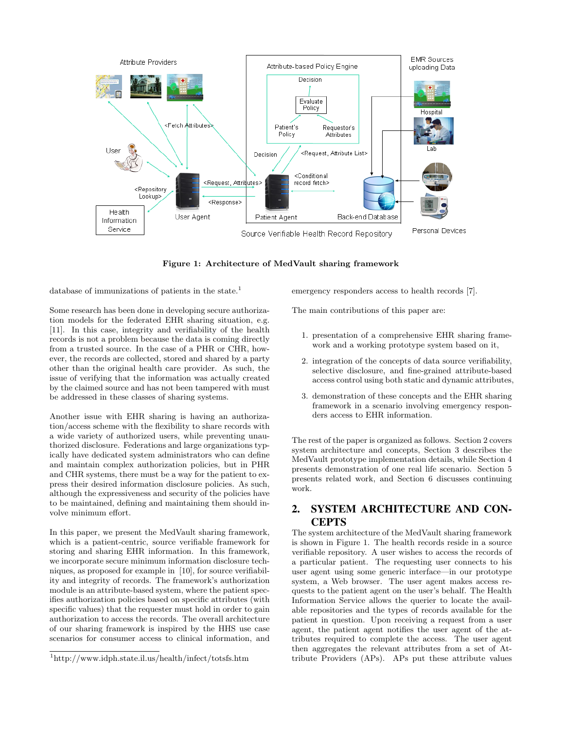**Figure 1: Architecture of MedVault sharing framework**

database of immunizations of patients in the state.[1]

Some research has been done in developing secure authorization models for the federated EHR sharing situation, e.g. [11]. In this case, integrity and verifiability of the health records is not a problem because the data is coming directly from a trusted source. In the case of a PHR or CHR, however, the records are collected, stored and shared by a party other than the original health care provider. As such, the issue of verifying that the information was actually created by the claimed source and has not been tampered with must be addressed in these classes of sharing systems.

Another issue with EHR sharing is having an authorization/access scheme with the flexibility to share records with a wide variety of authorized users, while preventing unauthorized disclosure. Federations and large organizations typically have dedicated system administrators who can define and maintain complex authorization policies, but in PHR and CHR systems, there must be a way for the patient to express their desired information disclosure policies. As such, although the expressiveness and security of the policies have to be maintained, defining and maintaining them should involve minimum effort.

In this paper, we present the MedVault sharing framework, which is a patient-centric, source verifiable framework for storing and sharing EHR information. In this framework, we incorporate secure minimum information disclosure techniques, as proposed for example in [10], for source verifiability and integrity of records. The framework's authorization module is an attribute-based system, where the patient specifies authorization policies based on specific attributes (with specific values) that the requester must hold in order to gain authorization to access the records. The overall architecture of our sharing framework is inspired by the HHS use case scenarios for consumer access to clinical information, and emergency responders access to health records [7].

[1] http://www.idph.state.il.us/health/infect/totsfs.htm

The main contributions of this paper are:

1. presentation of a comprehensive EHR sharing framework and a working prototype system based on it,
2. integration of the concepts of data source verifiability, selective disclosure, and fine-grained attribute-based access control using both static and dynamic attributes,
3. demonstration of these concepts and the EHR sharing framework in a scenario involving emergency responders access to EHR information.

The rest of the paper is organized as follows. Section 2 covers system architecture and concepts, Section 3 describes the MedVault prototype implementation details, while Section 4 presents demonstration of one real life scenario. Section 5 presents related work, and Section 6 discusses continuing work.

## 2. SYSTEM ARCHITECTURE AND CONCEPTS

The system architecture of the MedVault sharing framework is shown in Figure 1. The health records reside in a source verifiable repository. A user wishes to access the records of a particular patient. The requesting user connects to his user agent using some generic interface—in our prototype system, a Web browser. The user agent makes access requests to the patient agent on the user's behalf. The Health Information Service allows the querier to locate the available repositories and the types of records available for the patient in question. Upon receiving a request from a user agent, the patient agent notifies the user agent of the attributes required to complete the access. The user agent then aggregates the relevant attributes from a set of Attribute Providers (APs). APs put these attribute values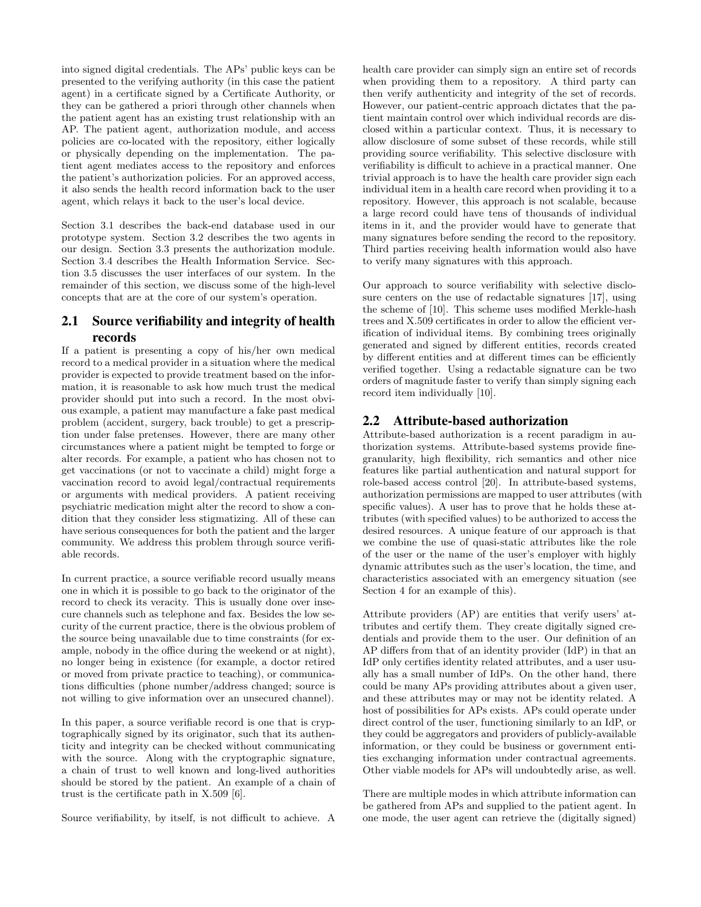into signed digital credentials. The APs' public keys can be presented to the verifying authority (in this case the patient agent) in a certificate signed by a Certificate Authority, or they can be gathered a priori through other channels when the patient agent has an existing trust relationship with an AP. The patient agent, authorization module, and access policies are co-located with the repository, either logically or physically depending on the implementation. The patient agent mediates access to the repository and enforces the patient's authorization policies. For an approved access, it also sends the health record information back to the user agent, which relays it back to the user's local device.

Section 3.1 describes the back-end database used in our prototype system. Section 3.2 describes the two agents in our design. Section 3.3 presents the authorization module. Section 3.4 describes the Health Information Service. Section 3.5 discusses the user interfaces of our system. In the remainder of this section, we discuss some of the high-level concepts that are at the core of our system's operation.

## 2.1 Source verifiability and integrity of health records

If a patient is presenting a copy of his/her own medical record to a medical provider in a situation where the medical provider is expected to provide treatment based on the information, it is reasonable to ask how much trust the medical provider should put into such a record. In the most obvious example, a patient may manufacture a fake past medical problem (accident, surgery, back trouble) to get a prescription under false pretenses. However, there are many other circumstances where a patient might be tempted to forge or alter records. For example, a patient who has chosen not to get vaccinations (or not to vaccinate a child) might forge a vaccination record to avoid legal/contractual requirements or arguments with medical providers. A patient receiving psychiatric medication might alter the record to show a condition that they consider less stigmatizing. All of these can have serious consequences for both the patient and the larger community. We address this problem through source verifiable records.

In current practice, a source verifiable record usually means one in which it is possible to go back to the originator of the record to check its veracity. This is usually done over insecure channels such as telephone and fax. Besides the low security of the current practice, there is the obvious problem of the source being unavailable due to time constraints (for example, nobody in the office during the weekend or at night), no longer being in existence (for example, a doctor retired or moved from private practice to teaching), or communications difficulties (phone number/address changed; source is not willing to give information over an unsecured channel).

In this paper, a source verifiable record is one that is cryptographically signed by its originator, such that its authenticity and integrity can be checked without communicating with the source. Along with the cryptographic signature, a chain of trust to well known and long-lived authorities should be stored by the patient. An example of a chain of trust is the certificate path in X.509 [6].

Source verifiability, by itself, is not difficult to achieve. A health care provider can simply sign an entire set of records when providing them to a repository. A third party can then verify authenticity and integrity of the set of records. However, our patient-centric approach dictates that the patient maintain control over which individual records are disclosed within a particular context. Thus, it is necessary to allow disclosure of some subset of these records, while still providing source verifiability. This selective disclosure with verifiability is difficult to achieve in a practical manner. One trivial approach is to have the health care provider sign each individual item in a health care record when providing it to a repository. However, this approach is not scalable, because a large record could have tens of thousands of individual items in it, and the provider would have to generate that many signatures before sending the record to the repository. Third parties receiving health information would also have to verify many signatures with this approach.

Our approach to source verifiability with selective disclosure centers on the use of redactable signatures [17], using the scheme of [10]. This scheme uses modified Merkle-hash trees and X.509 certificates in order to allow the efficient verification of individual items. By combining trees originally generated and signed by different entities, records created by different entities and at different times can be efficiently verified together. Using a redactable signature can be two orders of magnitude faster to verify than simply signing each record item individually [10].

## 2.2 Attribute-based authorization

Attribute-based authorization is a recent paradigm in authorization systems. Attribute-based systems provide fine-granularity, high flexibility, rich semantics and other nice features like partial authentication and natural support for role-based access control [20]. In attribute-based systems, authorization permissions are mapped to user attributes (with specific values). A user has to prove that he holds these attributes (with specified values) to be authorized to access the desired resources. A unique feature of our approach is that we combine the use of quasi-static attributes like the role of the user or the name of the user's employer with highly dynamic attributes such as the user's location, the time, and characteristics associated with an emergency situation (see Section 4 for an example of this).

Attribute providers (AP) are entities that verify users' attributes and certify them. They create digitally signed credentials and provide them to the user. Our definition of an AP differs from that of an identity provider (IdP) in that an IdP only certifies identity related attributes, and a user usually has a small number of IdPs. On the other hand, there could be many APs providing attributes about a given user, and these attributes may or may not be identity related. A host of possibilities for APs exists. APs could operate under direct control of the user, functioning similarly to an IdP, or they could be aggregators and providers of publicly-available information, or they could be business or government entities exchanging information under contractual agreements. Other viable models for APs will undoubtedly arise, as well.

There are multiple modes in which attribute information can be gathered from APs and supplied to the patient agent. In one mode, the user agent can retrieve the (digitally signed)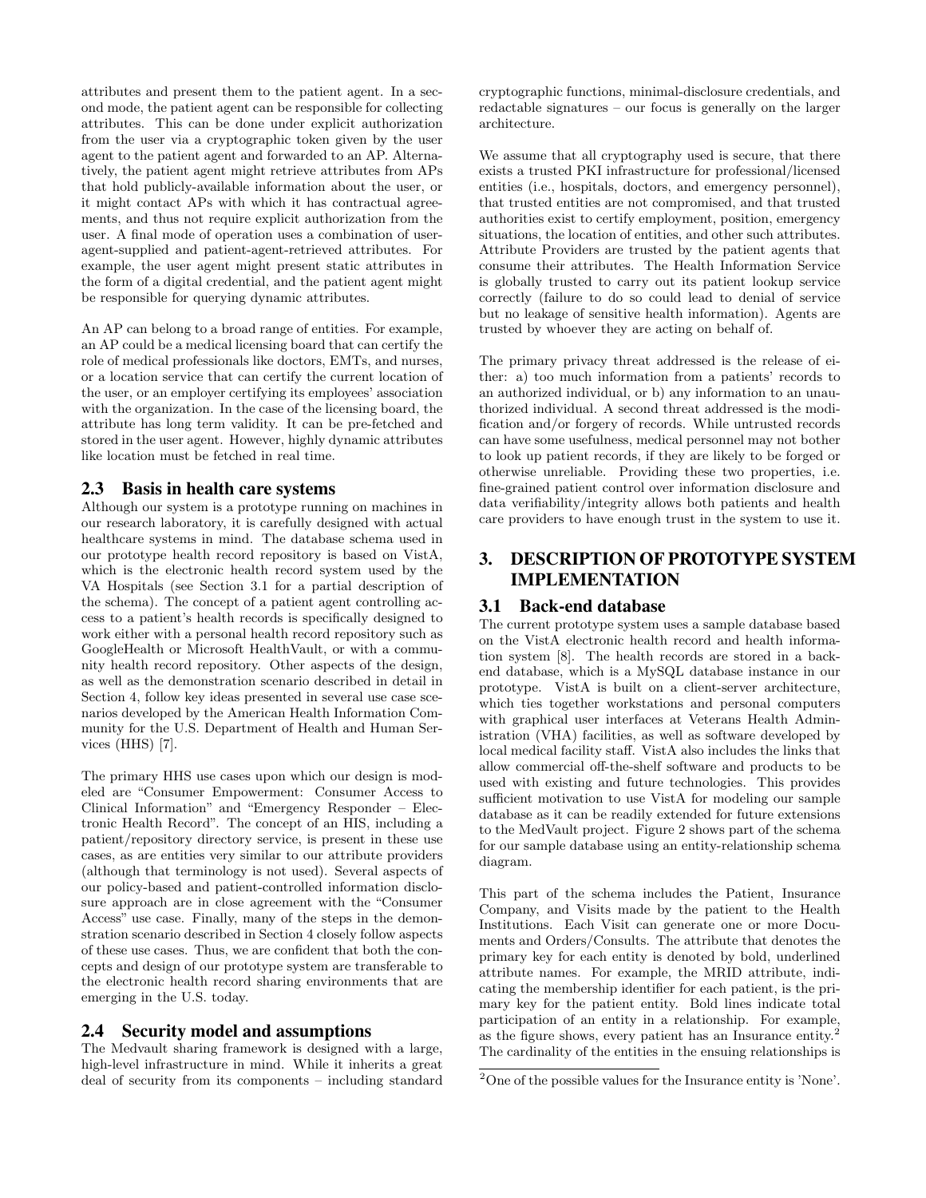attributes and present them to the patient agent. In a second mode, the patient agent can be responsible for collecting attributes. This can be done under explicit authorization from the user via a cryptographic token given by the user agent to the patient agent and forwarded to an AP. Alternatively, the patient agent might retrieve attributes from APs that hold publicly-available information about the user, or it might contact APs with which it has contractual agreements, and thus not require explicit authorization from the user. A final mode of operation uses a combination of user-agent-supplied and patient-agent-retrieved attributes. For example, the user agent might present static attributes in the form of a digital credential, and the patient agent might be responsible for querying dynamic attributes.

An AP can belong to a broad range of entities. For example, an AP could be a medical licensing board that can certify the role of medical professionals like doctors, EMTs, and nurses, or a location service that can certify the current location of the user, or an employer certifying its employees' association with the organization. In the case of the licensing board, the attribute has long term validity. It can be pre-fetched and stored in the user agent. However, highly dynamic attributes like location must be fetched in real time.

### 2.3 Basis in health care systems

Although our system is a prototype running on machines in our research laboratory, it is carefully designed with actual healthcare systems in mind. The database schema used in our prototype health record repository is based on VistA, which is the electronic health record system used by the VA Hospitals (see Section 3.1 for a partial description of the schema). The concept of a patient agent controlling access to a patient's health records is specifically designed to work either with a personal health record repository such as GoogleHealth or Microsoft HealthVault, or with a community health record repository. Other aspects of the design, as well as the demonstration scenario described in detail in Section 4, follow key ideas presented in several use case scenarios developed by the American Health Information Community for the U.S. Department of Health and Human Services (HHS) [7].

The primary HHS use cases upon which our design is modeled are "Consumer Empowerment: Consumer Access to Clinical Information" and "Emergency Responder – Electronic Health Record". The concept of an HIS, including a patient/repository directory service, is present in these use cases, as are entities very similar to our attribute providers (although that terminology is not used). Several aspects of our policy-based and patient-controlled information disclosure approach are in close agreement with the "Consumer Access" use case. Finally, many of the steps in the demonstration scenario described in Section 4 closely follow aspects of these use cases. Thus, we are confident that both the concepts and design of our prototype system are transferable to the electronic health record sharing environments that are emerging in the U.S. today.

### 2.4 Security model and assumptions

The Medvault sharing framework is designed with a large, high-level infrastructure in mind. While it inherits a great deal of security from its components – including standard cryptographic functions, minimal-disclosure credentials, and redactable signatures – our focus is generally on the larger architecture.

We assume that all cryptography used is secure, that there exists a trusted PKI infrastructure for professional/licensed entities (i.e., hospitals, doctors, and emergency personnel), that trusted entities are not compromised, and that trusted authorities exist to certify employment, position, emergency situations, the location of entities, and other such attributes. Attribute Providers are trusted by the patient agents that consume their attributes. The Health Information Service is globally trusted to carry out its patient lookup service correctly (failure to do so could lead to denial of service but no leakage of sensitive health information). Agents are trusted by whoever they are acting on behalf of.

The primary privacy threat addressed is the release of either: a) too much information from a patients' records to an authorized individual, or b) any information to an unauthorized individual. A second threat addressed is the modification and/or forgery of records. While untrusted records can have some usefulness, medical personnel may not bother to look up patient records, if they are likely to be forged or otherwise unreliable. Providing these two properties, i.e. fine-grained patient control over information disclosure and data verifiability/integrity allows both patients and health care providers to have enough trust in the system to use it.

## 3. DESCRIPTION OF PROTOTYPE SYSTEM IMPLEMENTATION

### 3.1 Back-end database

The current prototype system uses a sample database based on the VistA electronic health record and health information system [8]. The health records are stored in a back-end database, which is a MySQL database instance in our prototype. VistA is built on a client-server architecture, which ties together workstations and personal computers with graphical user interfaces at Veterans Health Administration (VHA) facilities, as well as software developed by local medical facility staff. VistA also includes the links that allow commercial off-the-shelf software and products to be used with existing and future technologies. This provides sufficient motivation to use VistA for modeling our sample database as it can be readily extended for future extensions to the MedVault project. Figure 2 shows part of the schema for our sample database using an entity-relationship schema diagram.

This part of the schema includes the Patient, Insurance Company, and Visits made by the patient to the Health Institutions. Each Visit can generate one or more Documents and Orders/Consults. The attribute that denotes the primary key for each entity is denoted by bold, underlined attribute names. For example, the MRID attribute, indicating the membership identifier for each patient, is the primary key for the patient entity. Bold lines indicate total participation of an entity in a relationship. For example, as the figure shows, every patient has an Insurance entity.[2] The cardinality of the entities in the ensuing relationships is

[2] One of the possible values for the Insurance entity is 'None'.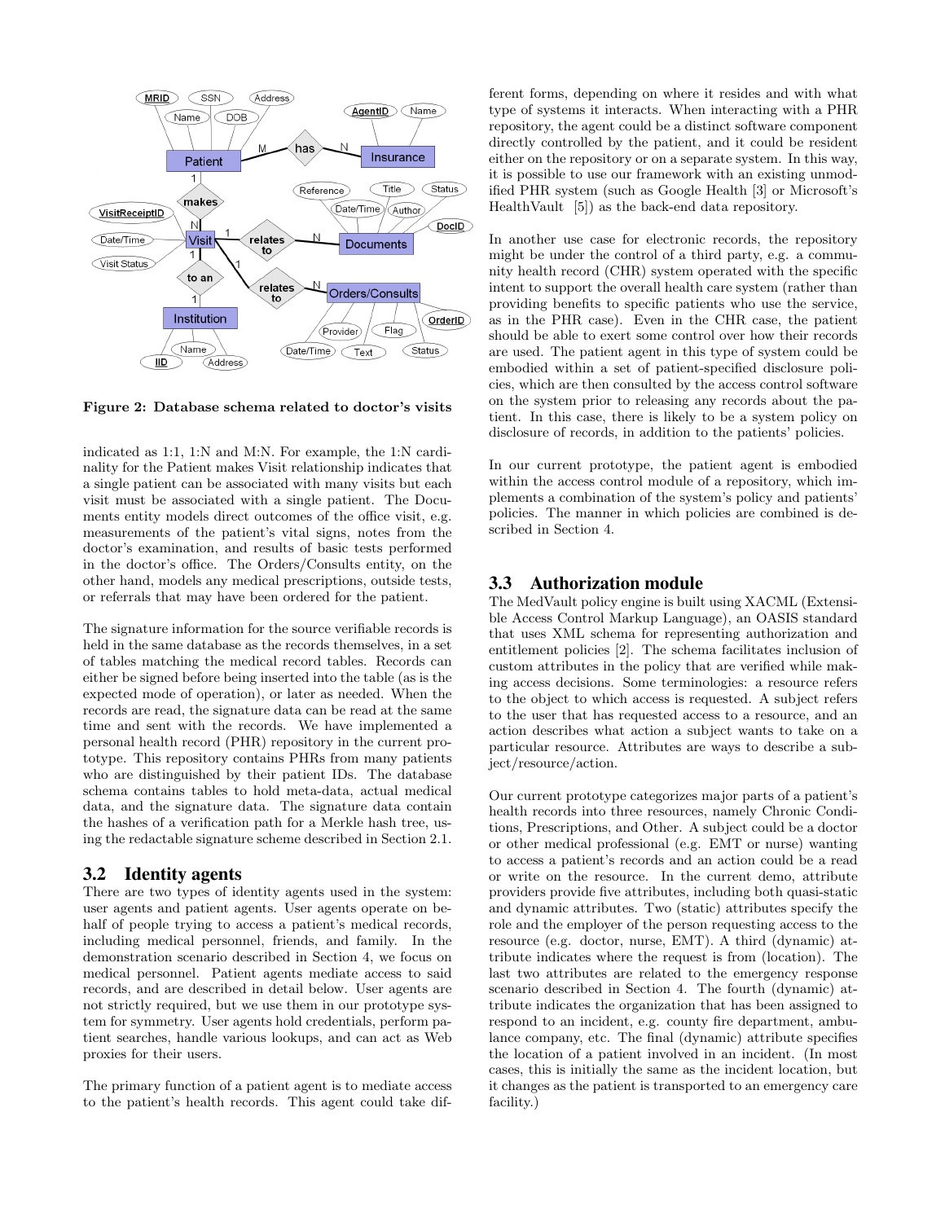**Figure 2: Database schema related to doctor's visits**

indicated as 1:1, 1:N and M:N. For example, the 1:N cardinality for the Patient makes Visit relationship indicates that a single patient can be associated with many visits but each visit must be associated with a single patient. The Documents entity models direct outcomes of the office visit, e.g. measurements of the patient's vital signs, notes from the doctor's examination, and results of basic tests performed in the doctor's office. The Orders/Consults entity, on the other hand, models any medical prescriptions, outside tests, or referrals that may have been ordered for the patient.

The signature information for the source verifiable records is held in the same database as the records themselves, in a set of tables matching the medical record tables. Records can either be signed before being inserted into the table (as is the expected mode of operation), or later as needed. When the records are read, the signature data can be read at the same time and sent with the records. We have implemented a personal health record (PHR) repository in the current prototype. This repository contains PHRs from many patients who are distinguished by their patient IDs. The database schema contains tables to hold meta-data, actual medical data, and the signature data. The signature data contain the hashes of a verification path for a Merkle hash tree, using the redactable signature scheme described in Section 2.1.

### 3.2 Identity agents

There are two types of identity agents used in the system: user agents and patient agents. User agents operate on behalf of people trying to access a patient's medical records, including medical personnel, friends, and family. In the demonstration scenario described in Section 4, we focus on medical personnel. Patient agents mediate access to said records, and are described in detail below. User agents are not strictly required, but we use them in our prototype system for symmetry. User agents hold credentials, perform patient searches, handle various lookups, and can act as Web proxies for their users.

The primary function of a patient agent is to mediate access to the patient's health records. This agent could take different forms, depending on where it resides and with what type of systems it interacts. When interacting with a PHR repository, the agent could be a distinct software component directly controlled by the patient, and it could be resident either on the repository or on a separate system. In this way, it is possible to use our framework with an existing unmodified PHR system (such as Google Health [3] or Microsoft's HealthVault [5]) as the back-end data repository.

In another use case for electronic records, the repository might be under the control of a third party, e.g. a community health record (CHR) system operated with the specific intent to support the overall health care system (rather than providing benefits to specific patients who use the service, as in the PHR case). Even in the CHR case, the patient should be able to exert some control over how their records are used. The patient agent in this type of system could be embodied within a set of patient-specified disclosure policies, which are then consulted by the access control software on the system prior to releasing any records about the patient. In this case, there is likely to be a system policy on disclosure of records, in addition to the patients' policies.

In our current prototype, the patient agent is embodied within the access control module of a repository, which implements a combination of the system's policy and patients' policies. The manner in which policies are combined is described in Section 4.

### 3.3 Authorization module

The MedVault policy engine is built using XACML (Extensible Access Control Markup Language), an OASIS standard that uses XML schema for representing authorization and entitlement policies [2]. The schema facilitates inclusion of custom attributes in the policy that are verified while making access decisions. Some terminologies: a resource refers to the object to which access is requested. A subject refers to the user that has requested access to a resource, and an action describes what action a subject wants to take on a particular resource. Attributes are ways to describe a subject/resource/action.

Our current prototype categorizes major parts of a patient's health records into three resources, namely Chronic Conditions, Prescriptions, and Other. A subject could be a doctor or other medical professional (e.g. EMT or nurse) wanting to access a patient's records and an action could be a read or write on the resource. In the current demo, attribute providers provide five attributes, including both quasi-static and dynamic attributes. Two (static) attributes specify the role and the employer of the person requesting access to the resource (e.g. doctor, nurse, EMT). A third (dynamic) attribute indicates where the request is from (location). The last two attributes are related to the emergency response scenario described in Section 4. The fourth (dynamic) attribute indicates the organization that has been assigned to respond to an incident, e.g. county fire department, ambulance company, etc. The final (dynamic) attribute specifies the location of a patient involved in an incident. (In most cases, this is initially the same as the incident location, but it changes as the patient is transported to an emergency care facility.)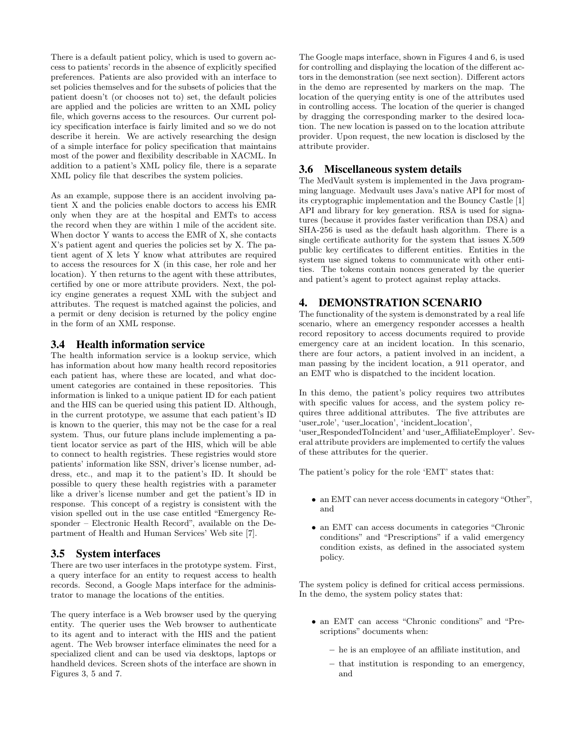There is a default patient policy, which is used to govern access to patients' records in the absence of explicitly specified preferences. Patients are also provided with an interface to set policies themselves and for the subsets of policies that the patient doesn't (or chooses not to) set, the default policies are applied and the policies are written to an XML policy file, which governs access to the resources. Our current policy specification interface is fairly limited and so we do not describe it herein. We are actively researching the design of a simple interface for policy specification that maintains most of the power and flexibility describable in XACML. In addition to a patient's XML policy file, there is a separate XML policy file that describes the system policies.

As an example, suppose there is an accident involving patient X and the policies enable doctors to access his EMR only when they are at the hospital and EMTs to access the record when they are within 1 mile of the accident site. When doctor Y wants to access the EMR of X, she contacts X's patient agent and queries the policies set by X. The patient agent of X lets Y know what attributes are required to access the resources for X (in this case, her role and her location). Y then returns to the agent with these attributes, certified by one or more attribute providers. Next, the policy engine generates a request XML with the subject and attributes. The request is matched against the policies, and a permit or deny decision is returned by the policy engine in the form of an XML response.

### 3.4 Health information service

The health information service is a lookup service, which has information about how many health record repositories each patient has, where these are located, and what document categories are contained in these repositories. This information is linked to a unique patient ID for each patient and the HIS can be queried using this patient ID. Although, in the current prototype, we assume that each patient's ID is known to the querier, this may not be the case for a real system. Thus, our future plans include implementing a patient locator service as part of the HIS, which will be able to connect to health registries. These registries would store patients' information like SSN, driver's license number, address, etc., and map it to the patient's ID. It should be possible to query these health registries with a parameter like a driver's license number and get the patient's ID in response. This concept of a registry is consistent with the vision spelled out in the use case entitled "Emergency Responder – Electronic Health Record", available on the Department of Health and Human Services' Web site [7].

### 3.5 System interfaces

There are two user interfaces in the prototype system. First, a query interface for an entity to request access to health records. Second, a Google Maps interface for the administrator to manage the locations of the entities.

The query interface is a Web browser used by the querying entity. The querier uses the Web browser to authenticate to its agent and to interact with the HIS and the patient agent. The Web browser interface eliminates the need for a specialized client and can be used via desktops, laptops or handheld devices. Screen shots of the interface are shown in Figures 3, 5 and 7.

The Google maps interface, shown in Figures 4 and 6, is used for controlling and displaying the location of the different actors in the demonstration (see next section). Different actors in the demo are represented by markers on the map. The location of the querying entity is one of the attributes used in controlling access. The location of the querier is changed by dragging the corresponding marker to the desired location. The new location is passed on to the location attribute provider. Upon request, the new location is disclosed by the attribute provider.

### 3.6 Miscellaneous system details

The MedVault system is implemented in the Java programming language. Medvault uses Java's native API for most of its cryptographic implementation and the Bouncy Castle [1] API and library for key generation. RSA is used for signatures (because it provides faster verification than DSA) and SHA-256 is used as the default hash algorithm. There is a single certificate authority for the system that issues X.509 public key certificates to different entities. Entities in the system use signed tokens to communicate with other entities. The tokens contain nonces generated by the querier and patient's agent to protect against replay attacks.

## 4. DEMONSTRATION SCENARIO

The functionality of the system is demonstrated by a real life scenario, where an emergency responder accesses a health record repository to access documents required to provide emergency care at an incident location. In this scenario, there are four actors, a patient involved in an incident, a man passing by the incident location, a 911 operator, and an EMT who is dispatched to the incident location.

In this demo, the patient's policy requires two attributes with specific values for access, and the system policy requires three additional attributes. The five attributes are 'user_role', 'user_location', 'incident_location', 'user_RespondedToIncident' and 'user_AffiliateEmployer'. Several attribute providers are implemented to certify the values of these attributes for the querier.

The patient's policy for the role 'EMT' states that:

- an EMT can never access documents in category "Other", and
- an EMT can access documents in categories "Chronic conditions" and "Prescriptions" if a valid emergency condition exists, as defined in the associated system policy.

The system policy is defined for critical access permissions. In the demo, the system policy states that:

- an EMT can access "Chronic conditions" and "Prescriptions" documents when:
  - he is an employee of an affiliate institution, and
  - that institution is responding to an emergency, and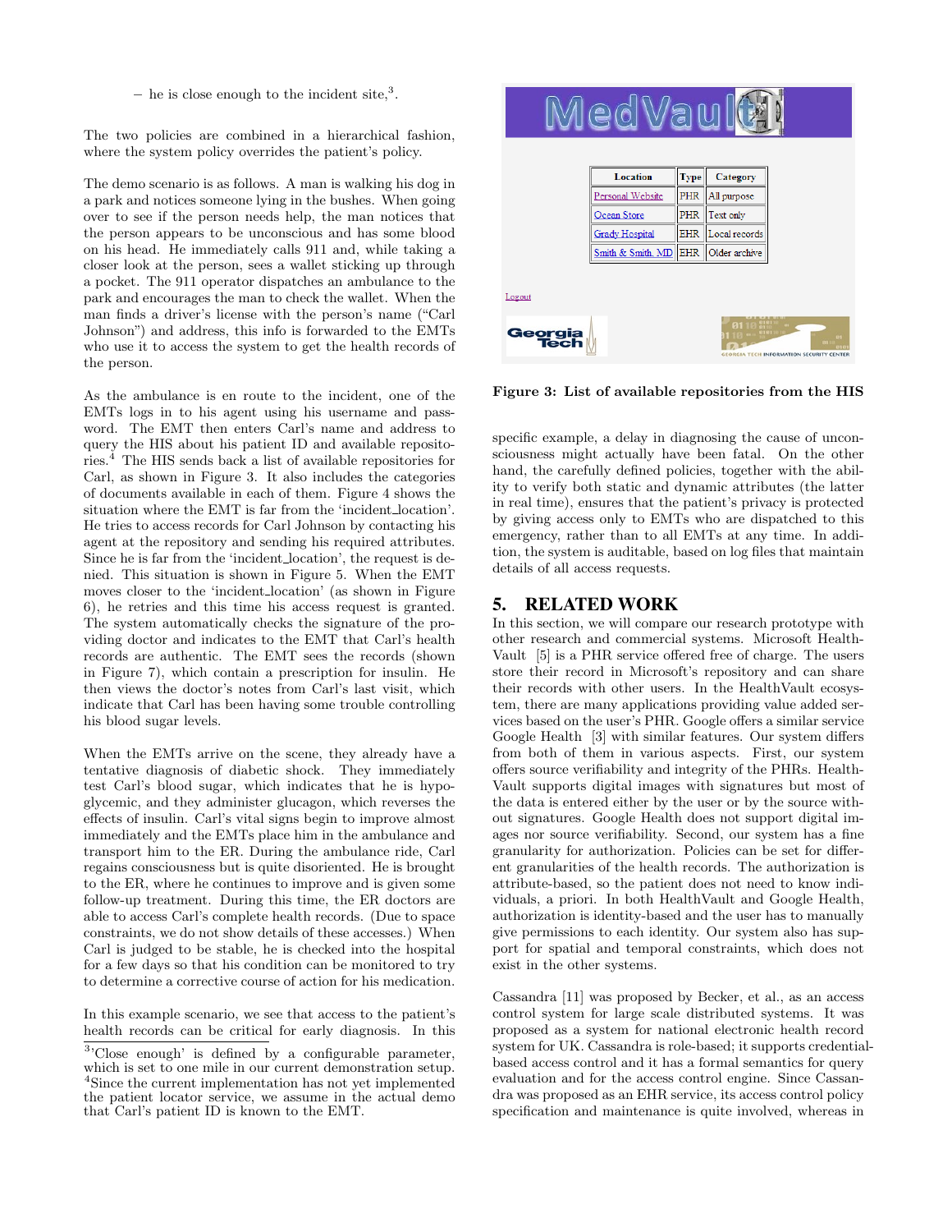– he is close enough to the incident site,[3].

The two policies are combined in a hierarchical fashion, where the system policy overrides the patient's policy.

The demo scenario is as follows. A man is walking his dog in a park and notices someone lying in the bushes. When going over to see if the person needs help, the man notices that the person appears to be unconscious and has some blood on his head. He immediately calls 911 and, while taking a closer look at the person, sees a wallet sticking up through a pocket. The 911 operator dispatches an ambulance to the park and encourages the man to check the wallet. When the man finds a driver's license with the person's name ("Carl Johnson") and address, this info is forwarded to the EMTs who use it to access the system to get the health records of the person.

As the ambulance is en route to the incident, one of the EMTs logs in to his agent using his username and password. The EMT then enters Carl's name and address to query the HIS about his patient ID and available repositories.[4] The HIS sends back a list of available repositories for Carl, as shown in Figure 3. It also includes the categories of documents available in each of them. Figure 4 shows the situation where the EMT is far from the 'incident_location'. He tries to access records for Carl Johnson by contacting his agent at the repository and sending his required attributes. Since he is far from the 'incident_location', the request is denied. This situation is shown in Figure 5. When the EMT moves closer to the 'incident_location' (as shown in Figure 6), he retries and this time his access request is granted. The system automatically checks the signature of the providing doctor and indicates to the EMT that Carl's health records are authentic. The EMT sees the records (shown in Figure 7), which contain a prescription for insulin. He then views the doctor's notes from Carl's last visit, which indicate that Carl has been having some trouble controlling his blood sugar levels.

When the EMTs arrive on the scene, they already have a tentative diagnosis of diabetic shock. They immediately test Carl's blood sugar, which indicates that he is hypoglycemic, and they administer glucagon, which reverses the effects of insulin. Carl's vital signs begin to improve almost immediately and the EMTs place him in the ambulance and transport him to the ER. During the ambulance ride, Carl regains consciousness but is quite disoriented. He is brought to the ER, where he continues to improve and is given some follow-up treatment. During this time, the ER doctors are able to access Carl's complete health records. (Due to space constraints, we do not show details of these accesses.) When Carl is judged to be stable, he is checked into the hospital for a few days so that his condition can be monitored to try to determine a corrective course of action for his medication.

In this example scenario, we see that access to the patient's health records can be critical for early diagnosis. In this specific example, a delay in diagnosing the cause of unconsciousness might actually have been fatal. On the other hand, the carefully defined policies, together with the ability to verify both static and dynamic attributes (the latter in real time), ensures that the patient's privacy is protected by giving access only to EMTs who are dispatched to this emergency, rather than to all EMTs at any time. In addition, the system is auditable, based on log files that maintain details of all access requests.

[3]'Close enough' is defined by a configurable parameter, which is set to one mile in our current demonstration setup.

[4]Since the current implementation has not yet implemented the patient locator service, we assume in the actual demo that Carl's patient ID is known to the EMT.

MedVault

| Location | Type | Category |
|---|---|---|
| Personal Website | PHR | All purpose |
| Ocean Store | PHR | Text only |
| Grady Hospital | EHR | Local records |
| Smith & Smith, MD | EHR | Older archive |

Logout

**Figure 3: List of available repositories from the HIS**

## 5. RELATED WORK

In this section, we will compare our research prototype with other research and commercial systems. Microsoft HealthVault [5] is a PHR service offered free of charge. The users store their record in Microsoft's repository and can share their records with other users. In the HealthVault ecosystem, there are many applications providing value added services based on the user's PHR. Google offers a similar service Google Health [3] with similar features. Our system differs from both of them in various aspects. First, our system offers source verifiability and integrity of the PHRs. HealthVault supports digital images with signatures but most of the data is entered either by the user or by the source without signatures. Google Health does not support digital images nor source verifiability. Second, our system has a fine granularity for authorization. Policies can be set for different granularities of the health records. The authorization is attribute-based, so the patient does not need to know individuals, a priori. In both HealthVault and Google Health, authorization is identity-based and the user has to manually give permissions to each identity. Our system also has support for spatial and temporal constraints, which does not exist in the other systems.

Cassandra [11] was proposed by Becker, et al., as an access control system for large scale distributed systems. It was proposed as a system for national electronic health record system for UK. Cassandra is role-based; it supports credential-based access control and it has a formal semantics for query evaluation and for the access control engine. Since Cassandra was proposed as an EHR service, its access control policy specification and maintenance is quite involved, whereas in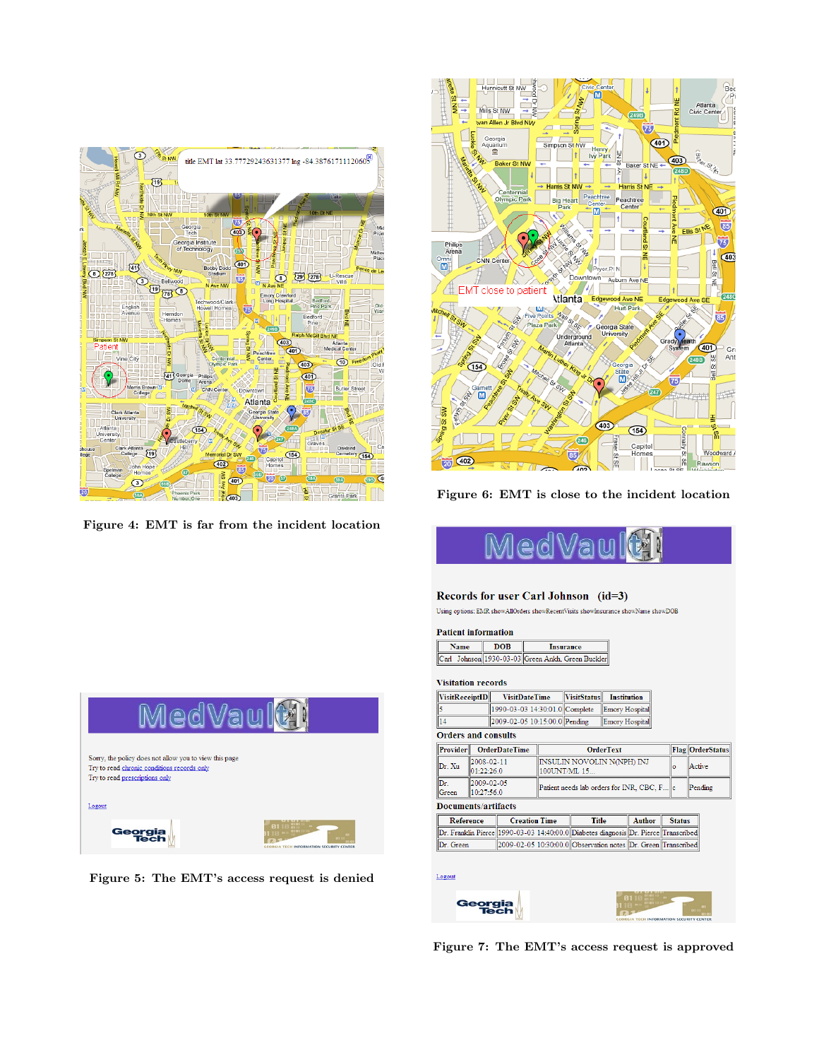Figure 4: EMT is far from the incident location

Figure 5: The EMT's access request is denied

Figure 6: EMT is close to the incident location

Figure 7: The EMT's access request is approved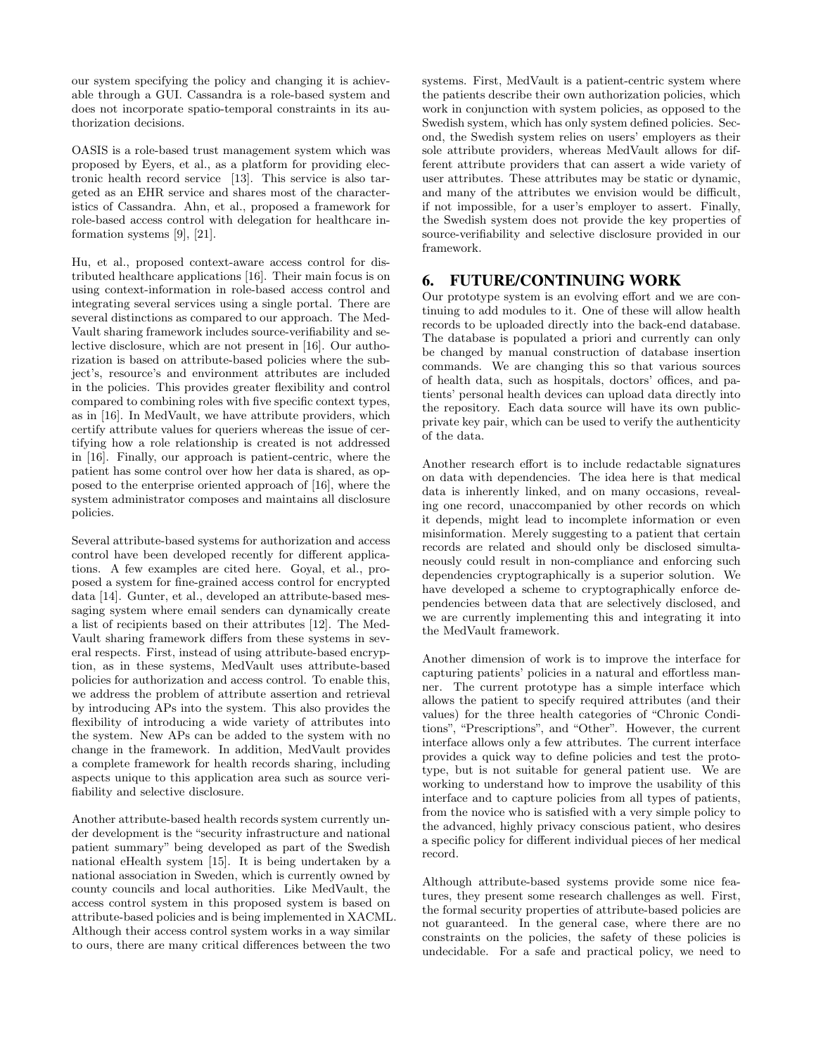our system specifying the policy and changing it is achievable through a GUI. Cassandra is a role-based system and does not incorporate spatio-temporal constraints in its authorization decisions.

OASIS is a role-based trust management system which was proposed by Eyers, et al., as a platform for providing electronic health record service [13]. This service is also targeted as an EHR service and shares most of the characteristics of Cassandra. Ahn, et al., proposed a framework for role-based access control with delegation for healthcare information systems [9], [21].

Hu, et al., proposed context-aware access control for distributed healthcare applications [16]. Their main focus is on using context-information in role-based access control and integrating several services using a single portal. There are several distinctions as compared to our approach. The MedVault sharing framework includes source-verifiability and selective disclosure, which are not present in [16]. Our authorization is based on attribute-based policies where the subject's, resource's and environment attributes are included in the policies. This provides greater flexibility and control compared to combining roles with five specific context types, as in [16]. In MedVault, we have attribute providers, which certify attribute values for queriers whereas the issue of certifying how a role relationship is created is not addressed in [16]. Finally, our approach is patient-centric, where the patient has some control over how her data is shared, as opposed to the enterprise oriented approach of [16], where the system administrator composes and maintains all disclosure policies.

Several attribute-based systems for authorization and access control have been developed recently for different applications. A few examples are cited here. Goyal, et al., proposed a system for fine-grained access control for encrypted data [14]. Gunter, et al., developed an attribute-based messaging system where email senders can dynamically create a list of recipients based on their attributes [12]. The MedVault sharing framework differs from these systems in several respects. First, instead of using attribute-based encryption, as in these systems, MedVault uses attribute-based policies for authorization and access control. To enable this, we address the problem of attribute assertion and retrieval by introducing APs into the system. This also provides the flexibility of introducing a wide variety of attributes into the system. New APs can be added to the system with no change in the framework. In addition, MedVault provides a complete framework for health records sharing, including aspects unique to this application area such as source verifiability and selective disclosure.

Another attribute-based health records system currently under development is the "security infrastructure and national patient summary" being developed as part of the Swedish national eHealth system [15]. It is being undertaken by a national association in Sweden, which is currently owned by county councils and local authorities. Like MedVault, the access control system in this proposed system is based on attribute-based policies and is being implemented in XACML. Although their access control system works in a way similar to ours, there are many critical differences between the two systems. First, MedVault is a patient-centric system where the patients describe their own authorization policies, which work in conjunction with system policies, as opposed to the Swedish system, which has only system defined policies. Second, the Swedish system relies on users' employers as their sole attribute providers, whereas MedVault allows for different attribute providers that can assert a wide variety of user attributes. These attributes may be static or dynamic, and many of the attributes we envision would be difficult, if not impossible, for a user's employer to assert. Finally, the Swedish system does not provide the key properties of source-verifiability and selective disclosure provided in our framework.

## 6. FUTURE/CONTINUING WORK

Our prototype system is an evolving effort and we are continuing to add modules to it. One of these will allow health records to be uploaded directly into the back-end database. The database is populated a priori and currently can only be changed by manual construction of database insertion commands. We are changing this so that various sources of health data, such as hospitals, doctors' offices, and patients' personal health devices can upload data directly into the repository. Each data source will have its own public-private key pair, which can be used to verify the authenticity of the data.

Another research effort is to include redactable signatures on data with dependencies. The idea here is that medical data is inherently linked, and on many occasions, revealing one record, unaccompanied by other records on which it depends, might lead to incomplete information or even misinformation. Merely suggesting to a patient that certain records are related and should only be disclosed simultaneously could result in non-compliance and enforcing such dependencies cryptographically is a superior solution. We have developed a scheme to cryptographically enforce dependencies between data that are selectively disclosed, and we are currently implementing this and integrating it into the MedVault framework.

Another dimension of work is to improve the interface for capturing patients' policies in a natural and effortless manner. The current prototype has a simple interface which allows the patient to specify required attributes (and their values) for the three health categories of "Chronic Conditions", "Prescriptions", and "Other". However, the current interface allows only a few attributes. The current interface provides a quick way to define policies and test the prototype, but is not suitable for general patient use. We are working to understand how to improve the usability of this interface and to capture policies from all types of patients, from the novice who is satisfied with a very simple policy to the advanced, highly privacy conscious patient, who desires a specific policy for different individual pieces of her medical record.

Although attribute-based systems provide some nice features, they present some research challenges as well. First, the formal security properties of attribute-based policies are not guaranteed. In the general case, where there are no constraints on the policies, the safety of these policies is undecidable. For a safe and practical policy, we need to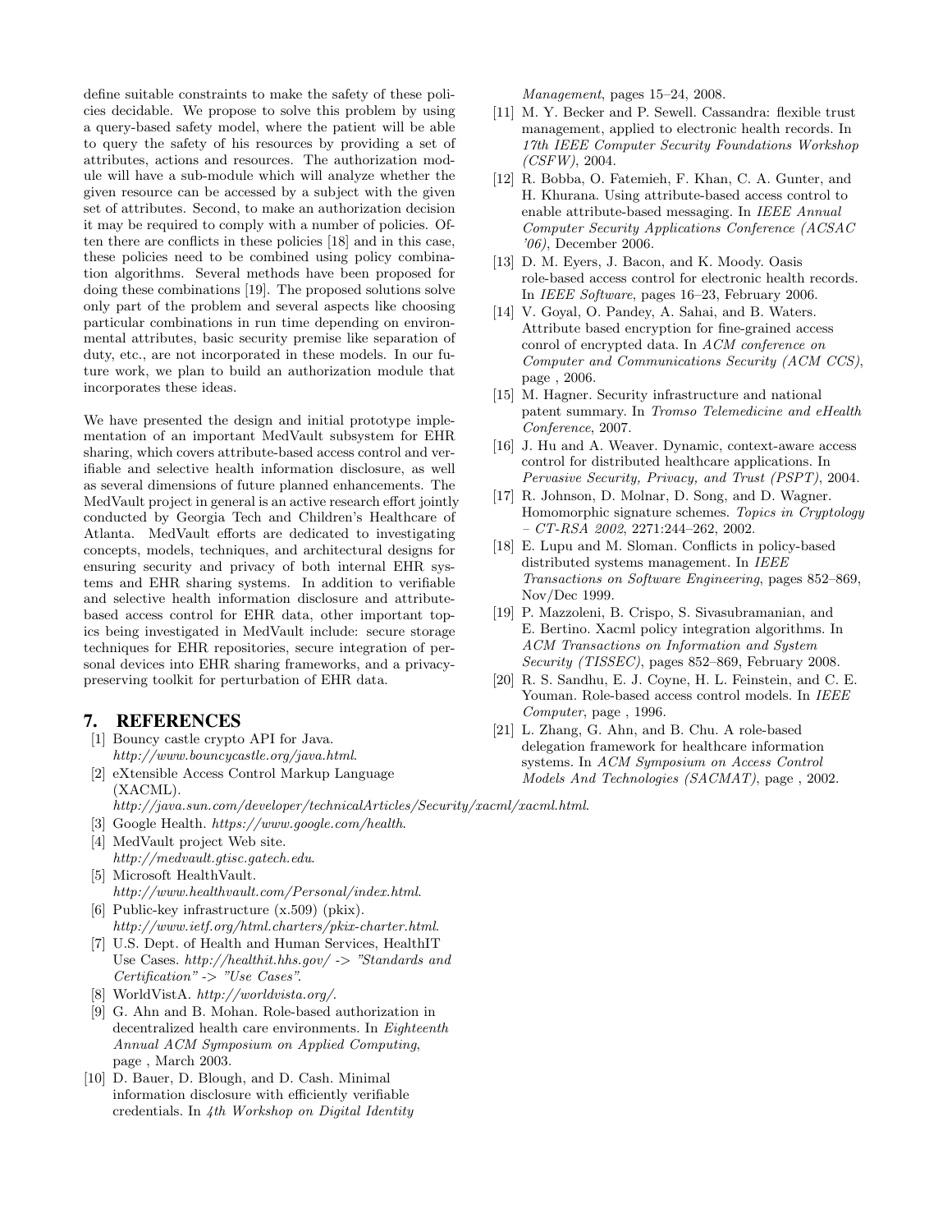define suitable constraints to make the safety of these policies decidable. We propose to solve this problem by using a query-based safety model, where the patient will be able to query the safety of his resources by providing a set of attributes, actions and resources. The authorization module will have a sub-module which will analyze whether the given resource can be accessed by a subject with the given set of attributes. Second, to make an authorization decision it may be required to comply with a number of policies. Often there are conflicts in these policies [18] and in this case, these policies need to be combined using policy combination algorithms. Several methods have been proposed for doing these combinations [19]. The proposed solutions solve only part of the problem and several aspects like choosing particular combinations in run time depending on environmental attributes, basic security premise like separation of duty, etc., are not incorporated in these models. In our future work, we plan to build an authorization module that incorporates these ideas.

We have presented the design and initial prototype implementation of an important MedVault subsystem for EHR sharing, which covers attribute-based access control and verifiable and selective health information disclosure, as well as several dimensions of future planned enhancements. The MedVault project in general is an active research effort jointly conducted by Georgia Tech and Children's Healthcare of Atlanta. MedVault efforts are dedicated to investigating concepts, models, techniques, and architectural designs for ensuring security and privacy of both internal EHR systems and EHR sharing systems. In addition to verifiable and selective health information disclosure and attribute-based access control for EHR data, other important topics being investigated in MedVault include: secure storage techniques for EHR repositories, secure integration of personal devices into EHR sharing frameworks, and a privacy-preserving toolkit for perturbation of EHR data.

## 7. REFERENCES

[1] Bouncy castle crypto API for Java. *http://www.bouncycastle.org/java.html*.

[2] eXtensible Access Control Markup Language (XACML). *http://java.sun.com/developer/technicalArticles/Security/xacml/xacml.html*.

[3] Google Health. *https://www.google.com/health*.

[4] MedVault project Web site. *http://medvault.gtisc.gatech.edu*.

[5] Microsoft HealthVault. *http://www.healthvault.com/Personal/index.html*.

[6] Public-key infrastructure (x.509) (pkix). *http://www.ietf.org/html.charters/pkix-charter.html*.

[7] U.S. Dept. of Health and Human Services, HealthIT Use Cases. *http://healthit.hhs.gov/ -> "Standards and Certification" -> "Use Cases"*.

[8] WorldVistA. *http://worldvista.org/*.

[9] G. Ahn and B. Mohan. Role-based authorization in decentralized health care environments. In *Eighteenth Annual ACM Symposium on Applied Computing*, page , March 2003.

[10] D. Bauer, D. Blough, and D. Cash. Minimal information disclosure with efficiently verifiable credentials. In *4th Workshop on Digital Identity Management*, pages 15–24, 2008.

[11] M. Y. Becker and P. Sewell. Cassandra: flexible trust management, applied to electronic health records. In *17th IEEE Computer Security Foundations Workshop (CSFW)*, 2004.

[12] R. Bobba, O. Fatemieh, F. Khan, C. A. Gunter, and H. Khurana. Using attribute-based access control to enable attribute-based messaging. In *IEEE Annual Computer Security Applications Conference (ACSAC '06)*, December 2006.

[13] D. M. Eyers, J. Bacon, and K. Moody. Oasis role-based access control for electronic health records. In *IEEE Software*, pages 16–23, February 2006.

[14] V. Goyal, O. Pandey, A. Sahai, and B. Waters. Attribute based encryption for fine-grained access conrol of encrypted data. In *ACM conference on Computer and Communications Security (ACM CCS)*, page , 2006.

[15] M. Hagner. Security infrastructure and national patent summary. In *Tromso Telemedicine and eHealth Conference*, 2007.

[16] J. Hu and A. Weaver. Dynamic, context-aware access control for distributed healthcare applications. In *Pervasive Security, Privacy, and Trust (PSPT)*, 2004.

[17] R. Johnson, D. Molnar, D. Song, and D. Wagner. Homomorphic signature schemes. *Topics in Cryptology – CT-RSA 2002*, 2271:244–262, 2002.

[18] E. Lupu and M. Sloman. Conflicts in policy-based distributed systems management. In *IEEE Transactions on Software Engineering*, pages 852–869, Nov/Dec 1999.

[19] P. Mazzoleni, B. Crispo, S. Sivasubramanian, and E. Bertino. Xacml policy integration algorithms. In *ACM Transactions on Information and System Security (TISSEC)*, pages 852–869, February 2008.

[20] R. S. Sandhu, E. J. Coyne, H. L. Feinstein, and C. E. Youman. Role-based access control models. In *IEEE Computer*, page , 1996.

[21] L. Zhang, G. Ahn, and B. Chu. A role-based delegation framework for healthcare information systems. In *ACM Symposium on Access Control Models And Technologies (SACMAT)*, page , 2002.